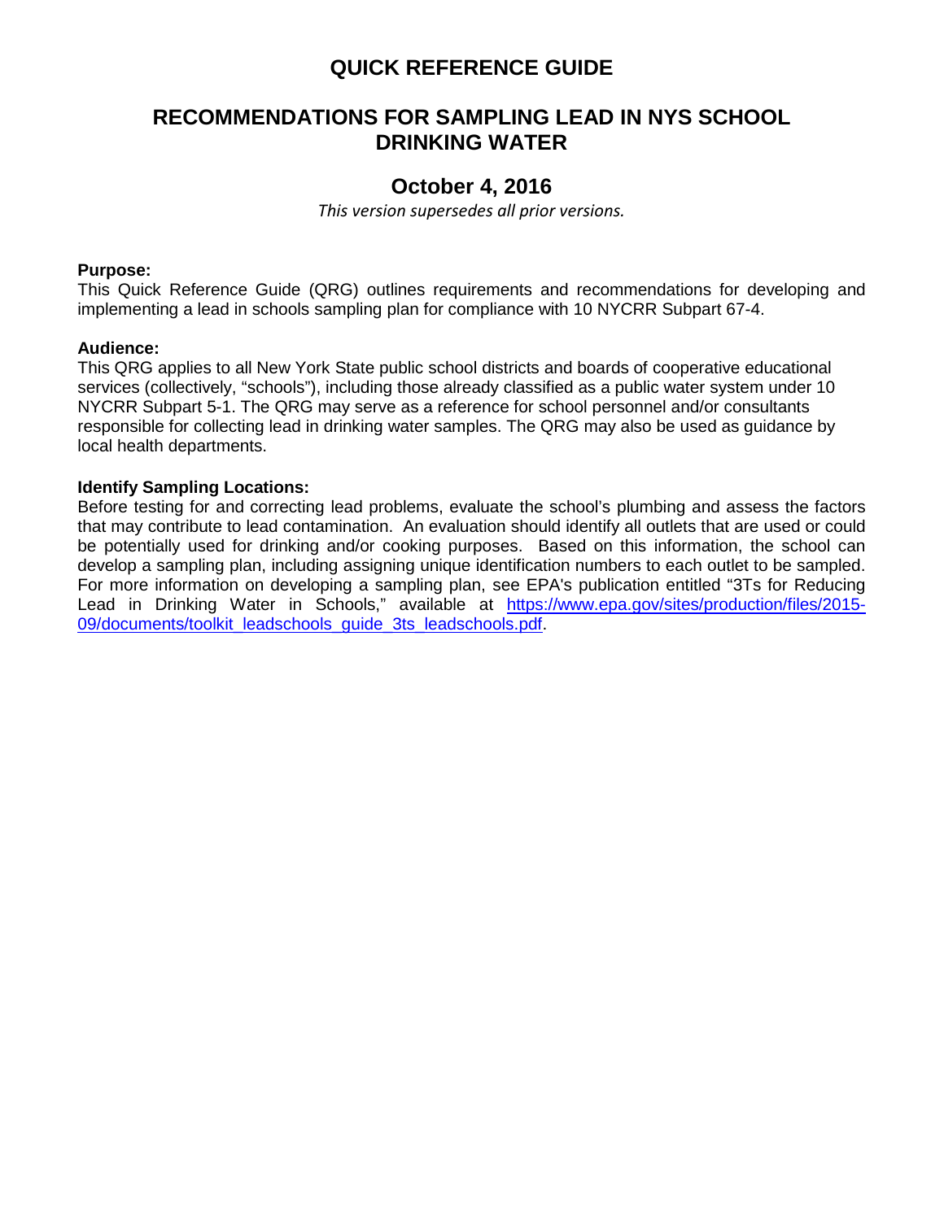# QUICK REFERENCE GUIDE

## RECOMMENDATIONS FOR SAMPLING LEAD IN NYS SCHOOL DRINKING WATER

## October 4, 2016

*This version supersedes all prior versions.*

**Purpose:**
This Quick Reference Guide (QRG) outlines requirements and recommendations for developing and implementing a lead in schools sampling plan for compliance with 10 NYCRR Subpart 67-4.

**Audience:**
This QRG applies to all New York State public school districts and boards of cooperative educational services (collectively, "schools"), including those already classified as a public water system under 10 NYCRR Subpart 5-1. The QRG may serve as a reference for school personnel and/or consultants responsible for collecting lead in drinking water samples. The QRG may also be used as guidance by local health departments.

**Identify Sampling Locations:**
Before testing for and correcting lead problems, evaluate the school's plumbing and assess the factors that may contribute to lead contamination. An evaluation should identify all outlets that are used or could be potentially used for drinking and/or cooking purposes. Based on this information, the school can develop a sampling plan, including assigning unique identification numbers to each outlet to be sampled. For more information on developing a sampling plan, see EPA's publication entitled "3Ts for Reducing Lead in Drinking Water in Schools," available at https://www.epa.gov/sites/production/files/2015-09/documents/toolkit_leadschools_guide_3ts_leadschools.pdf.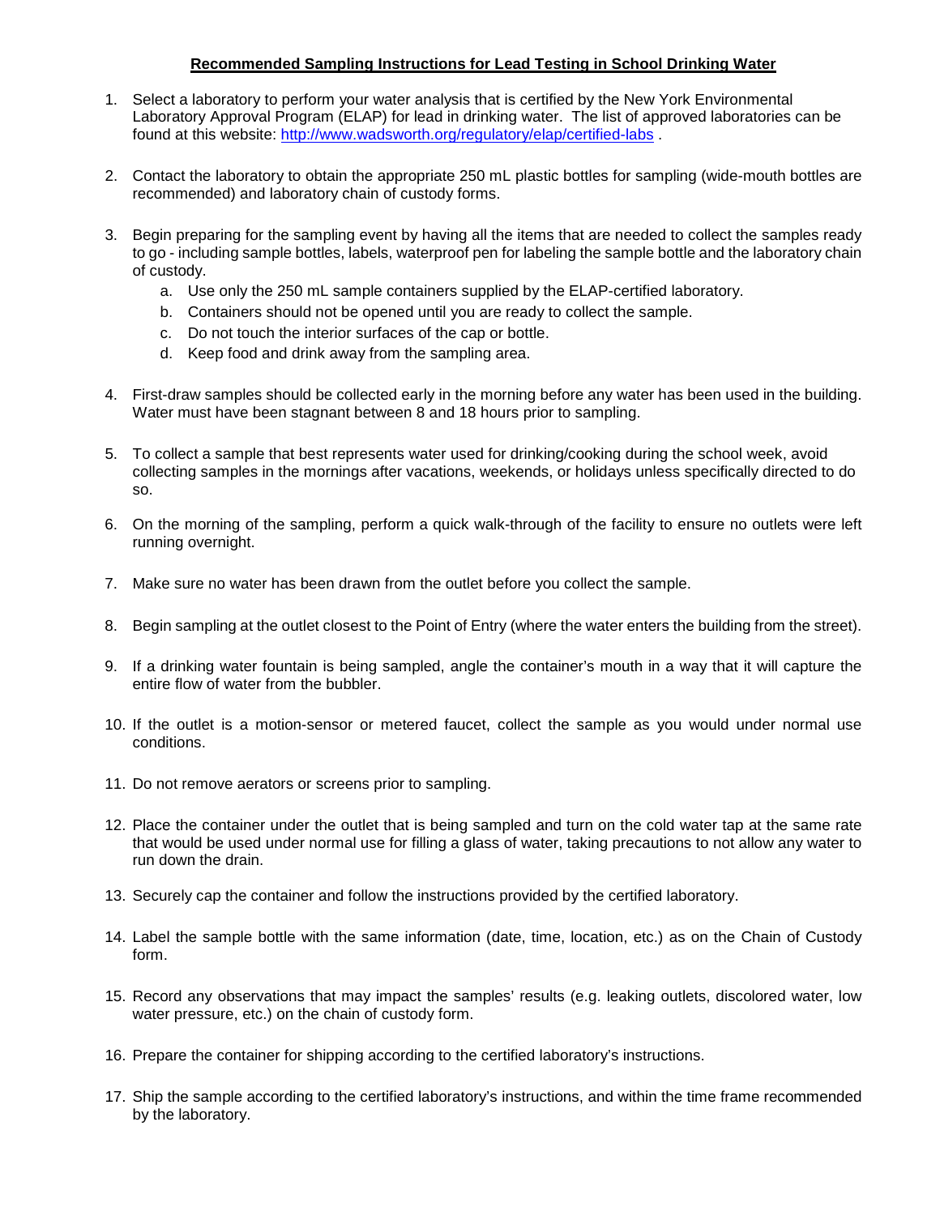## Recommended Sampling Instructions for Lead Testing in School Drinking Water

1. Select a laboratory to perform your water analysis that is certified by the New York Environmental Laboratory Approval Program (ELAP) for lead in drinking water. The list of approved laboratories can be found at this website: http://www.wadsworth.org/regulatory/elap/certified-labs .

2. Contact the laboratory to obtain the appropriate 250 mL plastic bottles for sampling (wide-mouth bottles are recommended) and laboratory chain of custody forms.

3. Begin preparing for the sampling event by having all the items that are needed to collect the samples ready to go - including sample bottles, labels, waterproof pen for labeling the sample bottle and the laboratory chain of custody.
   a. Use only the 250 mL sample containers supplied by the ELAP-certified laboratory.
   b. Containers should not be opened until you are ready to collect the sample.
   c. Do not touch the interior surfaces of the cap or bottle.
   d. Keep food and drink away from the sampling area.

4. First-draw samples should be collected early in the morning before any water has been used in the building. Water must have been stagnant between 8 and 18 hours prior to sampling.

5. To collect a sample that best represents water used for drinking/cooking during the school week, avoid collecting samples in the mornings after vacations, weekends, or holidays unless specifically directed to do so.

6. On the morning of the sampling, perform a quick walk-through of the facility to ensure no outlets were left running overnight.

7. Make sure no water has been drawn from the outlet before you collect the sample.

8. Begin sampling at the outlet closest to the Point of Entry (where the water enters the building from the street).

9. If a drinking water fountain is being sampled, angle the container's mouth in a way that it will capture the entire flow of water from the bubbler.

10. If the outlet is a motion-sensor or metered faucet, collect the sample as you would under normal use conditions.

11. Do not remove aerators or screens prior to sampling.

12. Place the container under the outlet that is being sampled and turn on the cold water tap at the same rate that would be used under normal use for filling a glass of water, taking precautions to not allow any water to run down the drain.

13. Securely cap the container and follow the instructions provided by the certified laboratory.

14. Label the sample bottle with the same information (date, time, location, etc.) as on the Chain of Custody form.

15. Record any observations that may impact the samples' results (e.g. leaking outlets, discolored water, low water pressure, etc.) on the chain of custody form.

16. Prepare the container for shipping according to the certified laboratory's instructions.

17. Ship the sample according to the certified laboratory's instructions, and within the time frame recommended by the laboratory.